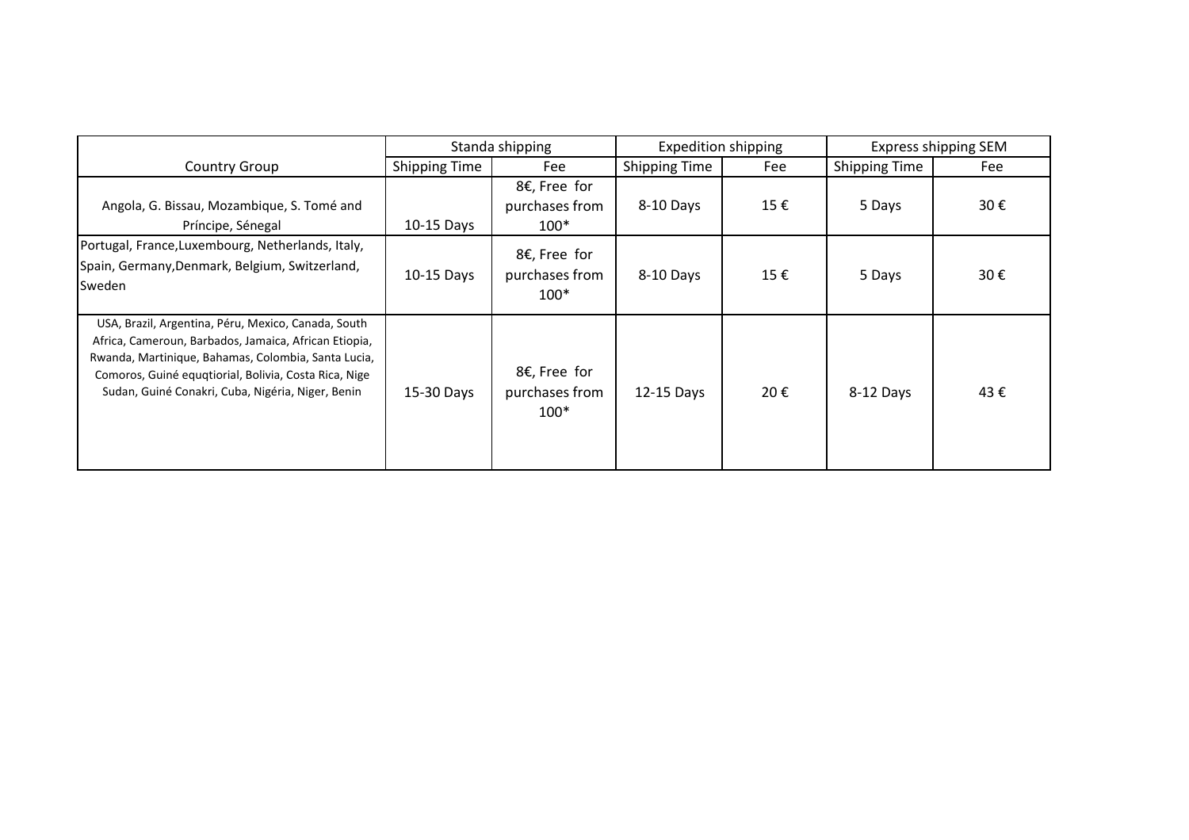| Country Group | Standa shipping | | Expedition shipping | | Express shipping SEM | |
|---|---|---|---|---|---|---|
| | Shipping Time | Fee | Shipping Time | Fee | Shipping Time | Fee |
| Angola, G. Bissau, Mozambique, S. Tomé and Príncipe, Sénegal | 10-15 Days | 8€, Free for purchases from 100* | 8-10 Days | 15 € | 5 Days | 30 € |
| Portugal, France,Luxembourg, Netherlands, Italy, Spain, Germany,Denmark, Belgium, Switzerland, Sweden | 10-15 Days | 8€, Free for purchases from 100* | 8-10 Days | 15 € | 5 Days | 30 € |
| USA, Brazil, Argentina, Péru, Mexico, Canada, South Africa, Cameroun, Barbados, Jamaica, African Etiopia, Rwanda, Martinique, Bahamas, Colombia, Santa Lucia, Comoros, Guiné equqtiorial, Bolivia, Costa Rica, Nige Sudan, Guiné Conakri, Cuba, Nigéria, Niger, Benin | 15-30 Days | 8€, Free for purchases from 100* | 12-15 Days | 20 € | 8-12 Days | 43 € |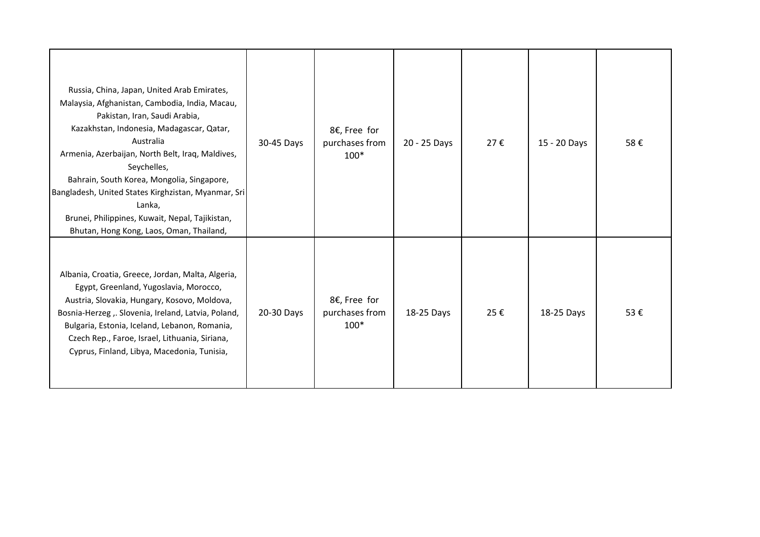| | | | | | | |
|---|---|---|---|---|---|---|
| Russia, China, Japan, United Arab Emirates, Malaysia, Afghanistan, Cambodia, India, Macau, Pakistan, Iran, Saudi Arabia, Kazakhstan, Indonesia, Madagascar, Qatar, Australia Armenia, Azerbaijan, North Belt, Iraq, Maldives, Seychelles, Bahrain, South Korea, Mongolia, Singapore, Bangladesh, United States Kirghzistan, Myanmar, Sri Lanka, Brunei, Philippines, Kuwait, Nepal, Tajikistan, Bhutan, Hong Kong, Laos, Oman, Thailand, | 30-45 Days | 8€, Free for purchases from 100* | 20 - 25 Days | 27 € | 15 - 20 Days | 58 € |
| Albania, Croatia, Greece, Jordan, Malta, Algeria, Egypt, Greenland, Yugoslavia, Morocco, Austria, Slovakia, Hungary, Kosovo, Moldova, Bosnia-Herzeg ,. Slovenia, Ireland, Latvia, Poland, Bulgaria, Estonia, Iceland, Lebanon, Romania, Czech Rep., Faroe, Israel, Lithuania, Siriana, Cyprus, Finland, Libya, Macedonia, Tunisia, | 20-30 Days | 8€, Free for purchases from 100* | 18-25 Days | 25 € | 18-25 Days | 53 € |